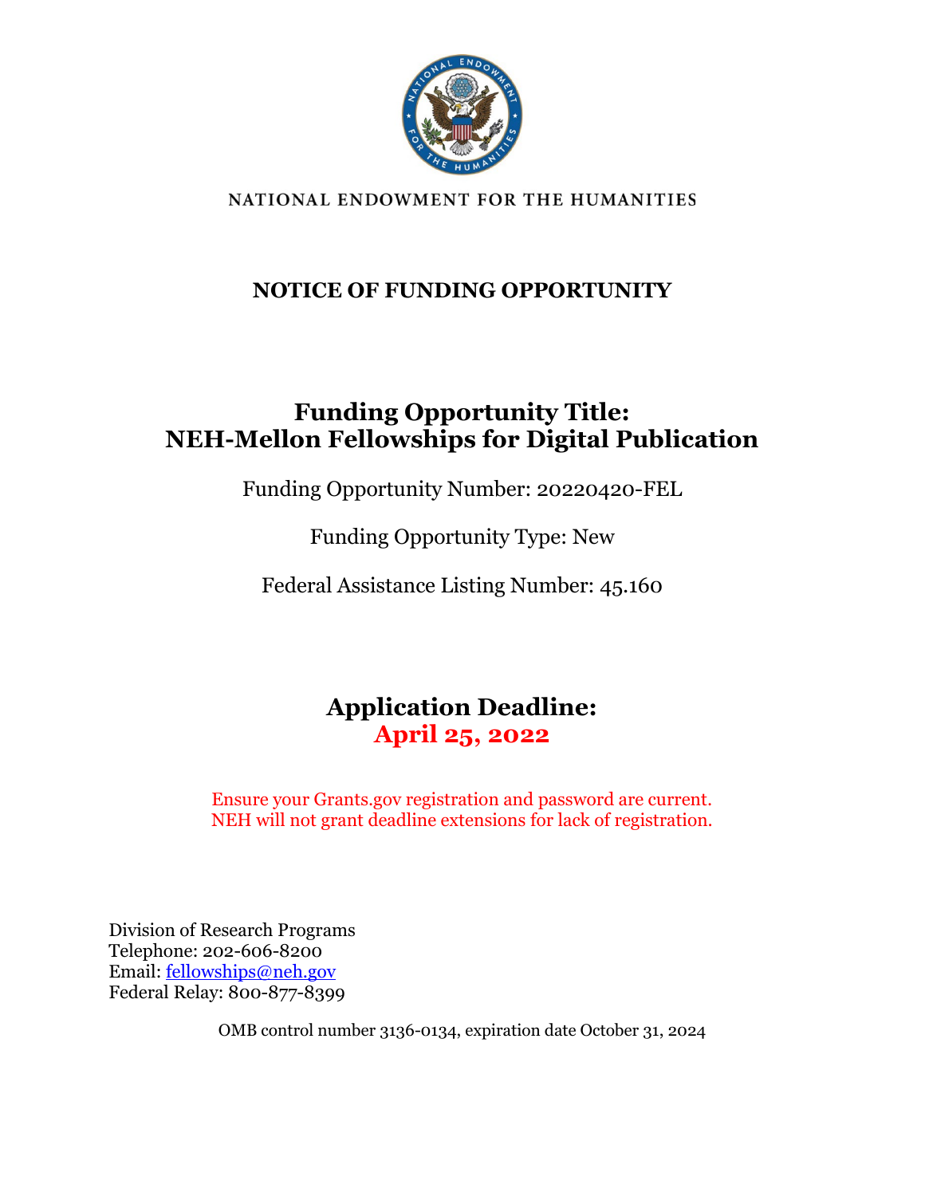NATIONAL ENDOWMENT FOR THE HUMANITIES

# NOTICE OF FUNDING OPPORTUNITY

## Funding Opportunity Title: NEH-Mellon Fellowships for Digital Publication

Funding Opportunity Number: 20220420-FEL

Funding Opportunity Type: New

Federal Assistance Listing Number: 45.160

## Application Deadline: April 25, 2022

Ensure your Grants.gov registration and password are current.
NEH will not grant deadline extensions for lack of registration.

Division of Research Programs
Telephone: 202-606-8200
Email: fellowships@neh.gov
Federal Relay: 800-877-8399

OMB control number 3136-0134, expiration date October 31, 2024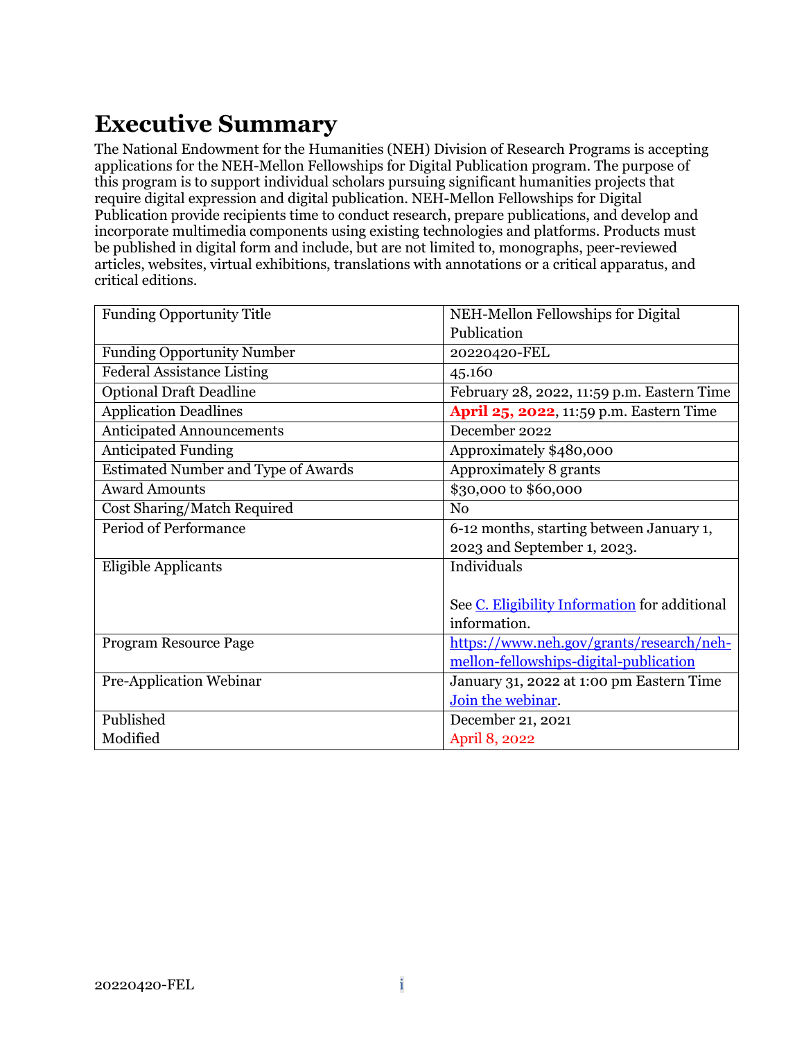# Executive Summary

The National Endowment for the Humanities (NEH) Division of Research Programs is accepting applications for the NEH-Mellon Fellowships for Digital Publication program. The purpose of this program is to support individual scholars pursuing significant humanities projects that require digital expression and digital publication. NEH-Mellon Fellowships for Digital Publication provide recipients time to conduct research, prepare publications, and develop and incorporate multimedia components using existing technologies and platforms. Products must be published in digital form and include, but are not limited to, monographs, peer-reviewed articles, websites, virtual exhibitions, translations with annotations or a critical apparatus, and critical editions.

| | |
|---|---|
| Funding Opportunity Title | NEH-Mellon Fellowships for Digital Publication |
| Funding Opportunity Number | 20220420-FEL |
| Federal Assistance Listing | 45.160 |
| Optional Draft Deadline | February 28, 2022, 11:59 p.m. Eastern Time |
| Application Deadlines | **April 25, 2022**, 11:59 p.m. Eastern Time |
| Anticipated Announcements | December 2022 |
| Anticipated Funding | Approximately $480,000 |
| Estimated Number and Type of Awards | Approximately 8 grants |
| Award Amounts | $30,000 to $60,000 |
| Cost Sharing/Match Required | No |
| Period of Performance | 6-12 months, starting between January 1, 2023 and September 1, 2023. |
| Eligible Applicants | Individuals<br><br>See C. Eligibility Information for additional information. |
| Program Resource Page | https://www.neh.gov/grants/research/neh-mellon-fellowships-digital-publication |
| Pre-Application Webinar | January 31, 2022 at 1:00 pm Eastern Time<br>Join the webinar. |
| Published<br>Modified | December 21, 2021<br>April 8, 2022 |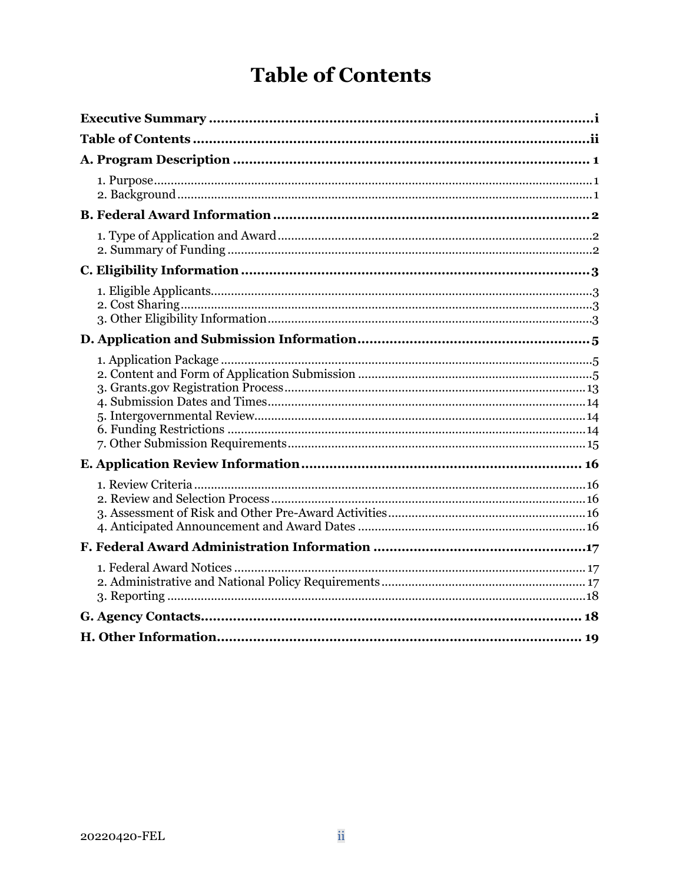# Table of Contents

**Executive Summary** ..... i

**Table of Contents** ..... ii

**A. Program Description** ..... 1

1. Purpose ..... 1
2. Background ..... 1

**B. Federal Award Information** ..... 2

1. Type of Application and Award ..... 2
2. Summary of Funding ..... 2

**C. Eligibility Information** ..... 3

1. Eligible Applicants ..... 3
2. Cost Sharing ..... 3
3. Other Eligibility Information ..... 3

**D. Application and Submission Information** ..... 5

1. Application Package ..... 5
2. Content and Form of Application Submission ..... 5
3. Grants.gov Registration Process ..... 13
4. Submission Dates and Times ..... 14
5. Intergovernmental Review ..... 14
6. Funding Restrictions ..... 14
7. Other Submission Requirements ..... 15

**E. Application Review Information** ..... 16

1. Review Criteria ..... 16
2. Review and Selection Process ..... 16
3. Assessment of Risk and Other Pre-Award Activities ..... 16
4. Anticipated Announcement and Award Dates ..... 16

**F. Federal Award Administration Information** ..... 17

1. Federal Award Notices ..... 17
2. Administrative and National Policy Requirements ..... 17
3. Reporting ..... 18

**G. Agency Contacts** ..... 18

**H. Other Information** ..... 19

20220420-FEL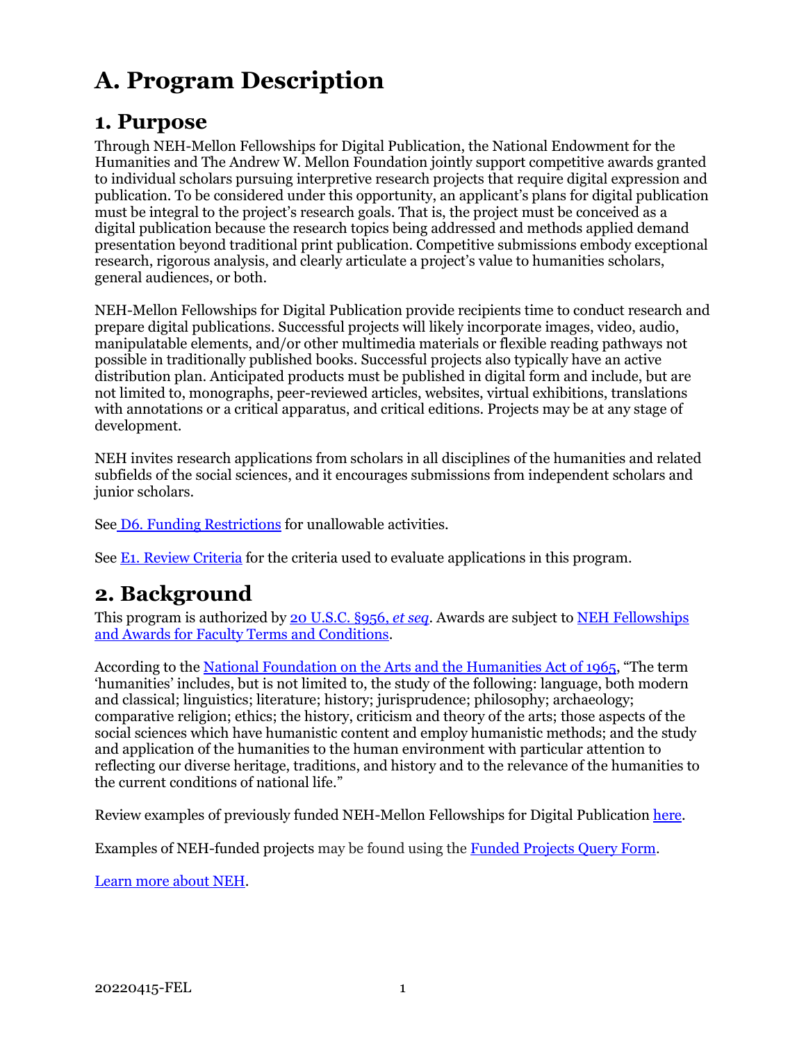# A. Program Description

## 1. Purpose

Through NEH-Mellon Fellowships for Digital Publication, the National Endowment for the Humanities and The Andrew W. Mellon Foundation jointly support competitive awards granted to individual scholars pursuing interpretive research projects that require digital expression and publication. To be considered under this opportunity, an applicant's plans for digital publication must be integral to the project's research goals. That is, the project must be conceived as a digital publication because the research topics being addressed and methods applied demand presentation beyond traditional print publication. Competitive submissions embody exceptional research, rigorous analysis, and clearly articulate a project's value to humanities scholars, general audiences, or both.

NEH-Mellon Fellowships for Digital Publication provide recipients time to conduct research and prepare digital publications. Successful projects will likely incorporate images, video, audio, manipulatable elements, and/or other multimedia materials or flexible reading pathways not possible in traditionally published books. Successful projects also typically have an active distribution plan. Anticipated products must be published in digital form and include, but are not limited to, monographs, peer-reviewed articles, websites, virtual exhibitions, translations with annotations or a critical apparatus, and critical editions. Projects may be at any stage of development.

NEH invites research applications from scholars in all disciplines of the humanities and related subfields of the social sciences, and it encourages submissions from independent scholars and junior scholars.

See D6. Funding Restrictions for unallowable activities.

See E1. Review Criteria for the criteria used to evaluate applications in this program.

## 2. Background

This program is authorized by 20 U.S.C. §956, *et seq*. Awards are subject to NEH Fellowships and Awards for Faculty Terms and Conditions.

According to the National Foundation on the Arts and the Humanities Act of 1965, "The term 'humanities' includes, but is not limited to, the study of the following: language, both modern and classical; linguistics; literature; history; jurisprudence; philosophy; archaeology; comparative religion; ethics; the history, criticism and theory of the arts; those aspects of the social sciences which have humanistic content and employ humanistic methods; and the study and application of the humanities to the human environment with particular attention to reflecting our diverse heritage, traditions, and history and to the relevance of the humanities to the current conditions of national life."

Review examples of previously funded NEH-Mellon Fellowships for Digital Publication here.

Examples of NEH-funded projects may be found using the Funded Projects Query Form.

Learn more about NEH.

20220415-FEL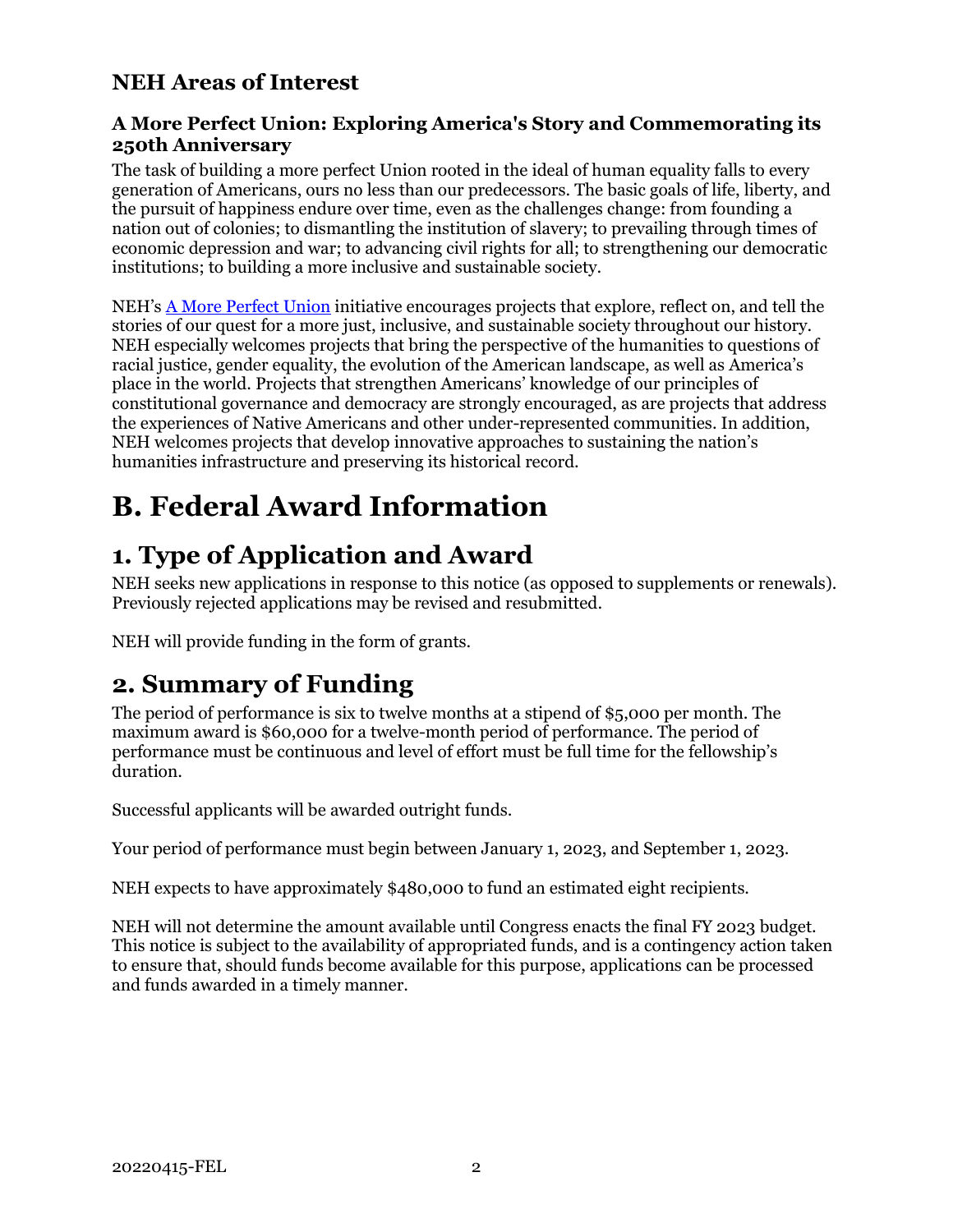### NEH Areas of Interest

#### A More Perfect Union: Exploring America's Story and Commemorating its 250th Anniversary

The task of building a more perfect Union rooted in the ideal of human equality falls to every generation of Americans, ours no less than our predecessors. The basic goals of life, liberty, and the pursuit of happiness endure over time, even as the challenges change: from founding a nation out of colonies; to dismantling the institution of slavery; to prevailing through times of economic depression and war; to advancing civil rights for all; to strengthening our democratic institutions; to building a more inclusive and sustainable society.

NEH's [A More Perfect Union](A More Perfect Union) initiative encourages projects that explore, reflect on, and tell the stories of our quest for a more just, inclusive, and sustainable society throughout our history. NEH especially welcomes projects that bring the perspective of the humanities to questions of racial justice, gender equality, the evolution of the American landscape, as well as America's place in the world. Projects that strengthen Americans' knowledge of our principles of constitutional governance and democracy are strongly encouraged, as are projects that address the experiences of Native Americans and other under-represented communities. In addition, NEH welcomes projects that develop innovative approaches to sustaining the nation's humanities infrastructure and preserving its historical record.

# B. Federal Award Information

## 1. Type of Application and Award

NEH seeks new applications in response to this notice (as opposed to supplements or renewals). Previously rejected applications may be revised and resubmitted.

NEH will provide funding in the form of grants.

## 2. Summary of Funding

The period of performance is six to twelve months at a stipend of $5,000 per month. The maximum award is $60,000 for a twelve-month period of performance. The period of performance must be continuous and level of effort must be full time for the fellowship's duration.

Successful applicants will be awarded outright funds.

Your period of performance must begin between January 1, 2023, and September 1, 2023.

NEH expects to have approximately $480,000 to fund an estimated eight recipients.

NEH will not determine the amount available until Congress enacts the final FY 2023 budget. This notice is subject to the availability of appropriated funds, and is a contingency action taken to ensure that, should funds become available for this purpose, applications can be processed and funds awarded in a timely manner.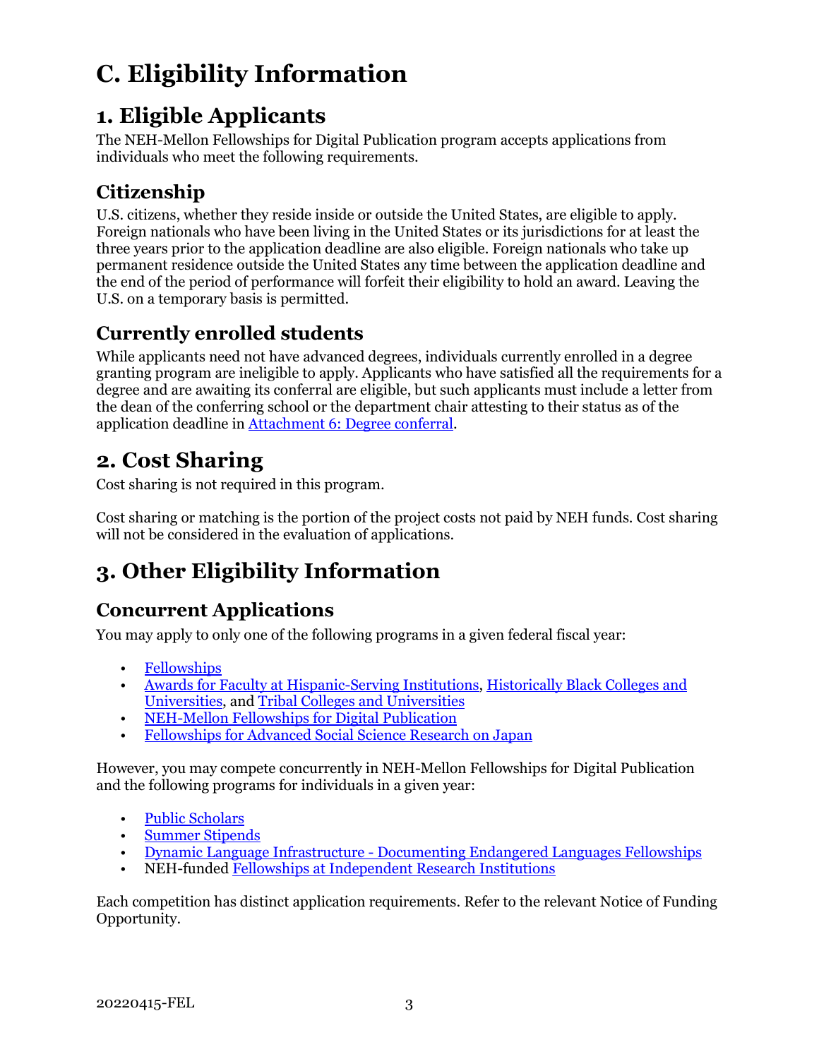# C. Eligibility Information

## 1. Eligible Applicants

The NEH-Mellon Fellowships for Digital Publication program accepts applications from individuals who meet the following requirements.

### Citizenship

U.S. citizens, whether they reside inside or outside the United States, are eligible to apply. Foreign nationals who have been living in the United States or its jurisdictions for at least the three years prior to the application deadline are also eligible. Foreign nationals who take up permanent residence outside the United States any time between the application deadline and the end of the period of performance will forfeit their eligibility to hold an award. Leaving the U.S. on a temporary basis is permitted.

### Currently enrolled students

While applicants need not have advanced degrees, individuals currently enrolled in a degree granting program are ineligible to apply. Applicants who have satisfied all the requirements for a degree and are awaiting its conferral are eligible, but such applicants must include a letter from the dean of the conferring school or the department chair attesting to their status as of the application deadline in Attachment 6: Degree conferral.

## 2. Cost Sharing

Cost sharing is not required in this program.

Cost sharing or matching is the portion of the project costs not paid by NEH funds. Cost sharing will not be considered in the evaluation of applications.

## 3. Other Eligibility Information

### Concurrent Applications

You may apply to only one of the following programs in a given federal fiscal year:

- Fellowships
- Awards for Faculty at Hispanic-Serving Institutions, Historically Black Colleges and Universities, and Tribal Colleges and Universities
- NEH-Mellon Fellowships for Digital Publication
- Fellowships for Advanced Social Science Research on Japan

However, you may compete concurrently in NEH-Mellon Fellowships for Digital Publication and the following programs for individuals in a given year:

- Public Scholars
- Summer Stipends
- Dynamic Language Infrastructure - Documenting Endangered Languages Fellowships
- NEH-funded Fellowships at Independent Research Institutions

Each competition has distinct application requirements. Refer to the relevant Notice of Funding Opportunity.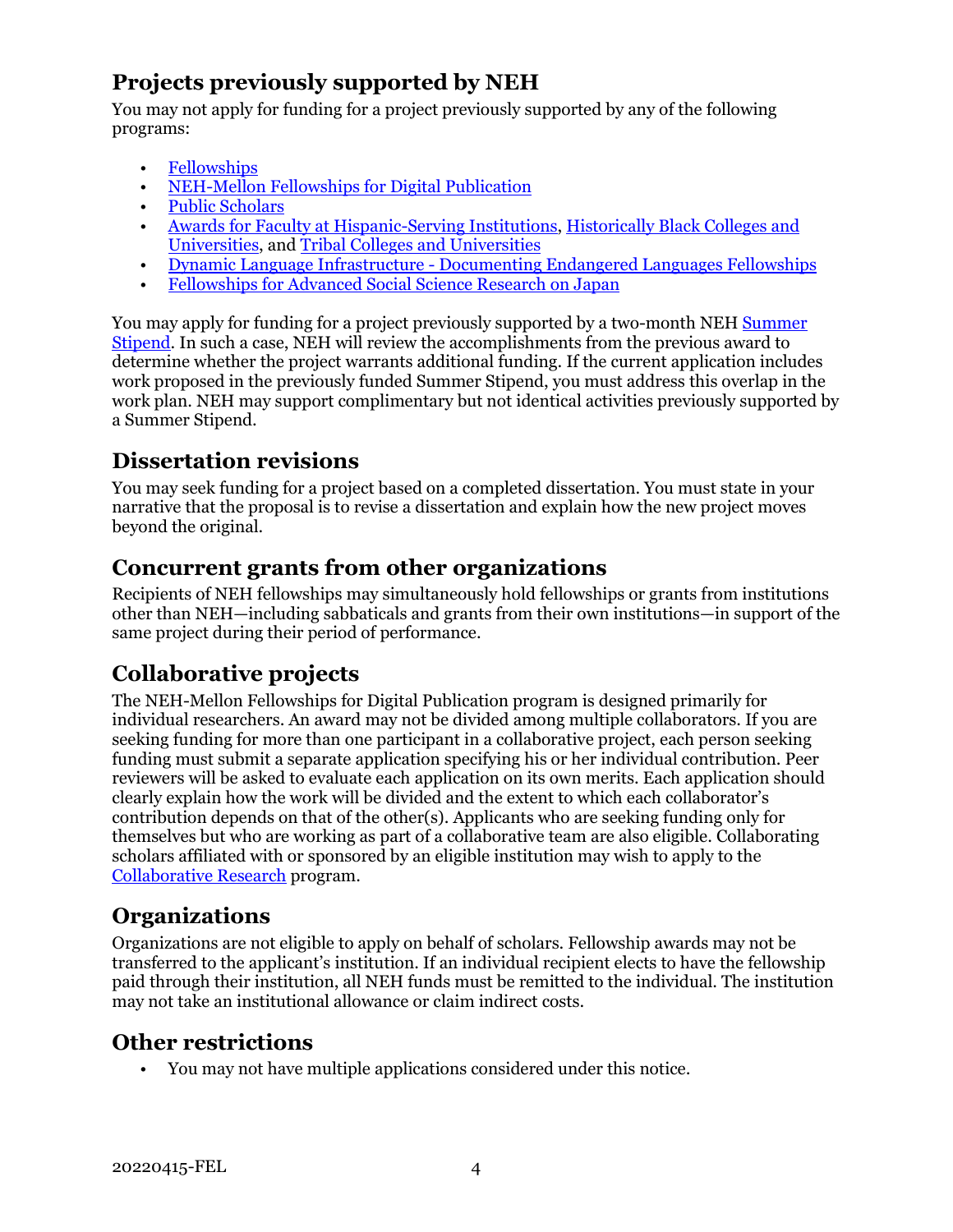## Projects previously supported by NEH

You may not apply for funding for a project previously supported by any of the following programs:

- Fellowships
- NEH-Mellon Fellowships for Digital Publication
- Public Scholars
- Awards for Faculty at Hispanic-Serving Institutions, Historically Black Colleges and Universities, and Tribal Colleges and Universities
- Dynamic Language Infrastructure - Documenting Endangered Languages Fellowships
- Fellowships for Advanced Social Science Research on Japan

You may apply for funding for a project previously supported by a two-month NEH Summer Stipend. In such a case, NEH will review the accomplishments from the previous award to determine whether the project warrants additional funding. If the current application includes work proposed in the previously funded Summer Stipend, you must address this overlap in the work plan. NEH may support complimentary but not identical activities previously supported by a Summer Stipend.

## Dissertation revisions

You may seek funding for a project based on a completed dissertation. You must state in your narrative that the proposal is to revise a dissertation and explain how the new project moves beyond the original.

## Concurrent grants from other organizations

Recipients of NEH fellowships may simultaneously hold fellowships or grants from institutions other than NEH—including sabbaticals and grants from their own institutions—in support of the same project during their period of performance.

## Collaborative projects

The NEH-Mellon Fellowships for Digital Publication program is designed primarily for individual researchers. An award may not be divided among multiple collaborators. If you are seeking funding for more than one participant in a collaborative project, each person seeking funding must submit a separate application specifying his or her individual contribution. Peer reviewers will be asked to evaluate each application on its own merits. Each application should clearly explain how the work will be divided and the extent to which each collaborator's contribution depends on that of the other(s). Applicants who are seeking funding only for themselves but who are working as part of a collaborative team are also eligible. Collaborating scholars affiliated with or sponsored by an eligible institution may wish to apply to the Collaborative Research program.

## Organizations

Organizations are not eligible to apply on behalf of scholars. Fellowship awards may not be transferred to the applicant's institution. If an individual recipient elects to have the fellowship paid through their institution, all NEH funds must be remitted to the individual. The institution may not take an institutional allowance or claim indirect costs.

## Other restrictions

- You may not have multiple applications considered under this notice.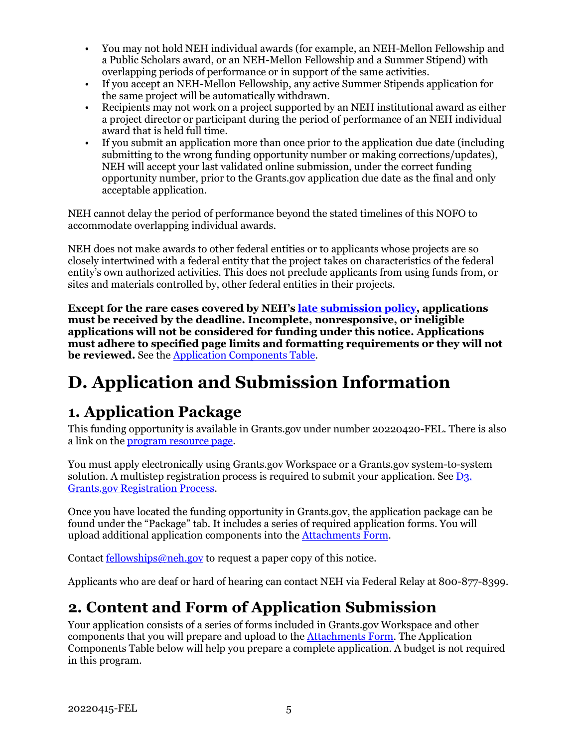- You may not hold NEH individual awards (for example, an NEH-Mellon Fellowship and a Public Scholars award, or an NEH-Mellon Fellowship and a Summer Stipend) with overlapping periods of performance or in support of the same activities.
- If you accept an NEH-Mellon Fellowship, any active Summer Stipends application for the same project will be automatically withdrawn.
- Recipients may not work on a project supported by an NEH institutional award as either a project director or participant during the period of performance of an NEH individual award that is held full time.
- If you submit an application more than once prior to the application due date (including submitting to the wrong funding opportunity number or making corrections/updates), NEH will accept your last validated online submission, under the correct funding opportunity number, prior to the Grants.gov application due date as the final and only acceptable application.

NEH cannot delay the period of performance beyond the stated timelines of this NOFO to accommodate overlapping individual awards.

NEH does not make awards to other federal entities or to applicants whose projects are so closely intertwined with a federal entity that the project takes on characteristics of the federal entity's own authorized activities. This does not preclude applicants from using funds from, or sites and materials controlled by, other federal entities in their projects.

**Except for the rare cases covered by NEH's late submission policy, applications must be received by the deadline. Incomplete, nonresponsive, or ineligible applications will not be considered for funding under this notice. Applications must adhere to specified page limits and formatting requirements or they will not be reviewed.** See the Application Components Table.

# D. Application and Submission Information

## 1. Application Package

This funding opportunity is available in Grants.gov under number 20220420-FEL. There is also a link on the program resource page.

You must apply electronically using Grants.gov Workspace or a Grants.gov system-to-system solution. A multistep registration process is required to submit your application. See D3. Grants.gov Registration Process.

Once you have located the funding opportunity in Grants.gov, the application package can be found under the "Package" tab. It includes a series of required application forms. You will upload additional application components into the Attachments Form.

Contact fellowships@neh.gov to request a paper copy of this notice.

Applicants who are deaf or hard of hearing can contact NEH via Federal Relay at 800-877-8399.

## 2. Content and Form of Application Submission

Your application consists of a series of forms included in Grants.gov Workspace and other components that you will prepare and upload to the Attachments Form. The Application Components Table below will help you prepare a complete application. A budget is not required in this program.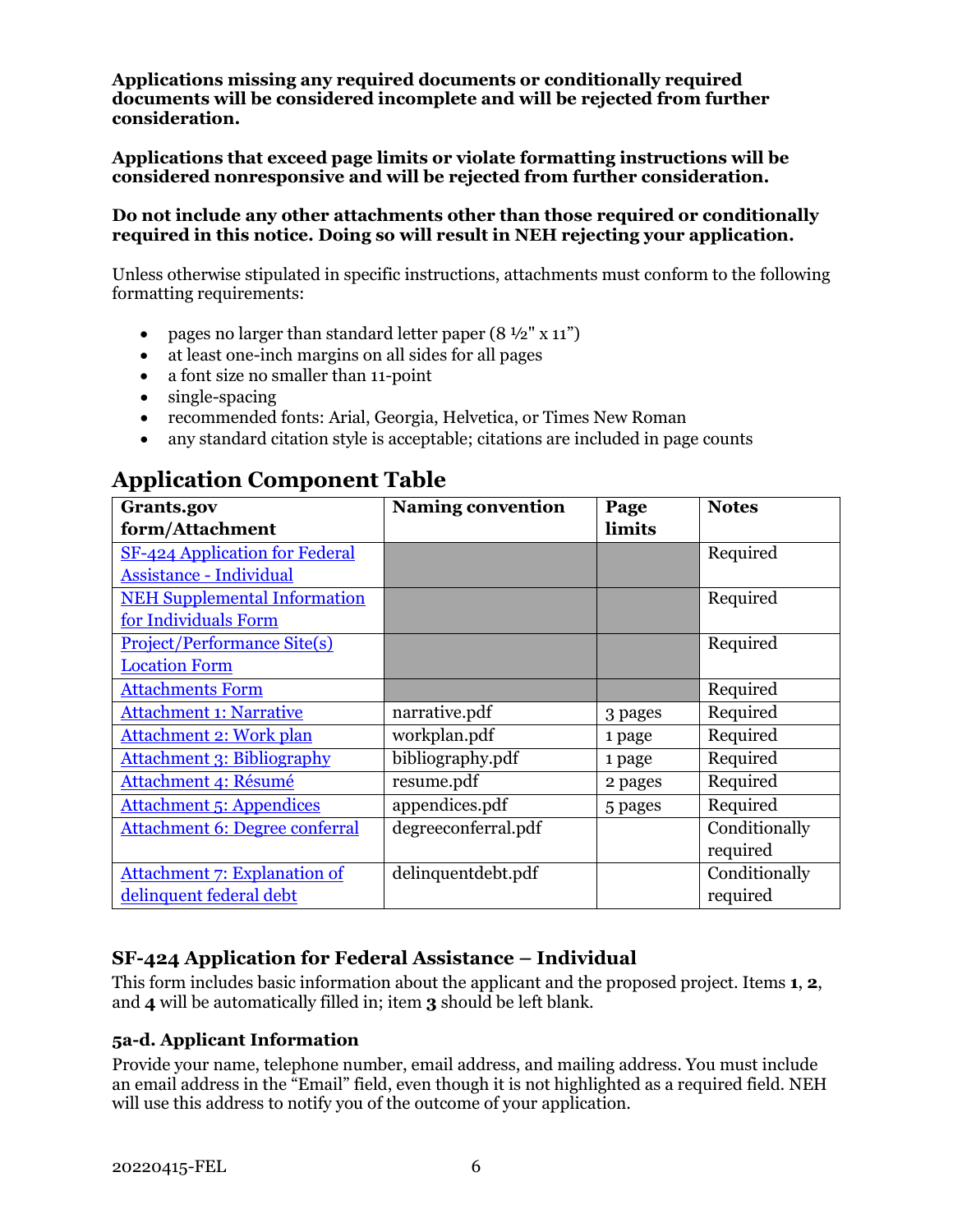**Applications missing any required documents or conditionally required documents will be considered incomplete and will be rejected from further consideration.**

**Applications that exceed page limits or violate formatting instructions will be considered nonresponsive and will be rejected from further consideration.**

**Do not include any other attachments other than those required or conditionally required in this notice. Doing so will result in NEH rejecting your application.**

Unless otherwise stipulated in specific instructions, attachments must conform to the following formatting requirements:

- pages no larger than standard letter paper (8 ½" x 11")
- at least one-inch margins on all sides for all pages
- a font size no smaller than 11-point
- single-spacing
- recommended fonts: Arial, Georgia, Helvetica, or Times New Roman
- any standard citation style is acceptable; citations are included in page counts

## Application Component Table

| Grants.gov form/Attachment | Naming convention | Page limits | Notes |
|---|---|---|---|
| SF-424 Application for Federal Assistance - Individual | | | Required |
| NEH Supplemental Information for Individuals Form | | | Required |
| Project/Performance Site(s) Location Form | | | Required |
| Attachments Form | | | Required |
| Attachment 1: Narrative | narrative.pdf | 3 pages | Required |
| Attachment 2: Work plan | workplan.pdf | 1 page | Required |
| Attachment 3: Bibliography | bibliography.pdf | 1 page | Required |
| Attachment 4: Résumé | resume.pdf | 2 pages | Required |
| Attachment 5: Appendices | appendices.pdf | 5 pages | Required |
| Attachment 6: Degree conferral | degreeconferral.pdf | | Conditionally required |
| Attachment 7: Explanation of delinquent federal debt | delinquentdebt.pdf | | Conditionally required |

### SF-424 Application for Federal Assistance – Individual

This form includes basic information about the applicant and the proposed project. Items **1**, **2**, and **4** will be automatically filled in; item **3** should be left blank.

#### 5a-d. Applicant Information

Provide your name, telephone number, email address, and mailing address. You must include an email address in the "Email" field, even though it is not highlighted as a required field. NEH will use this address to notify you of the outcome of your application.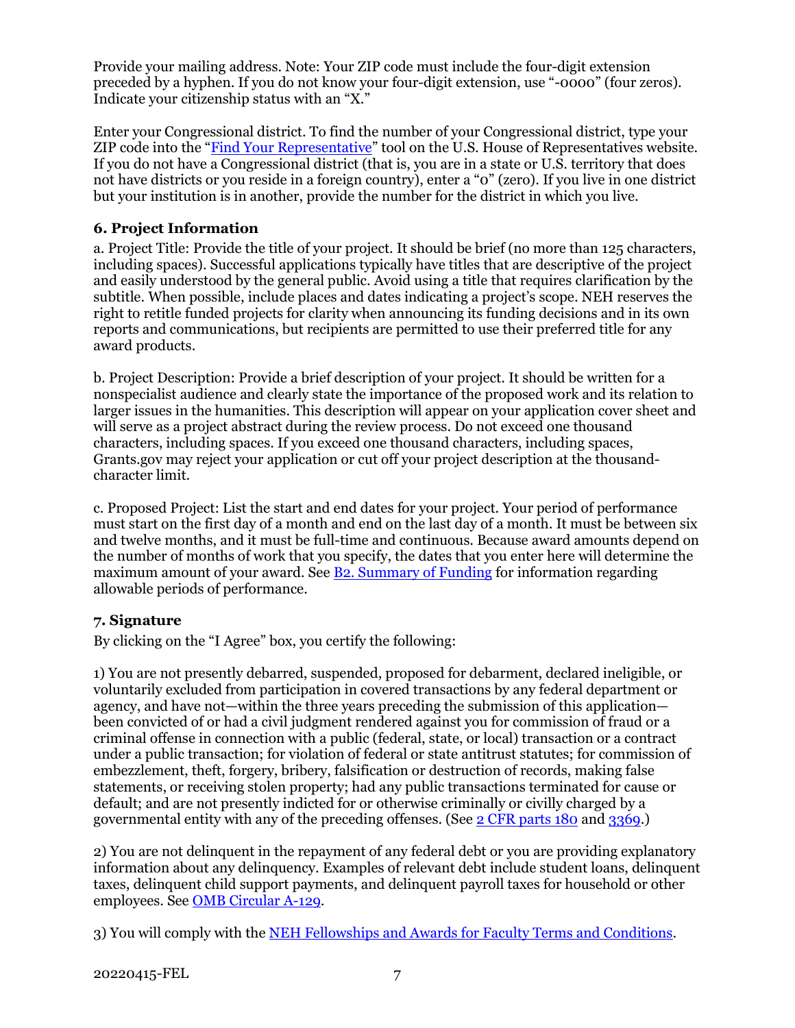Provide your mailing address. Note: Your ZIP code must include the four-digit extension preceded by a hyphen. If you do not know your four-digit extension, use "-0000" (four zeros). Indicate your citizenship status with an "X."

Enter your Congressional district. To find the number of your Congressional district, type your ZIP code into the "[Find Your Representative](#)" tool on the U.S. House of Representatives website. If you do not have a Congressional district (that is, you are in a state or U.S. territory that does not have districts or you reside in a foreign country), enter a "0" (zero). If you live in one district but your institution is in another, provide the number for the district in which you live.

### 6. Project Information

a. Project Title: Provide the title of your project. It should be brief (no more than 125 characters, including spaces). Successful applications typically have titles that are descriptive of the project and easily understood by the general public. Avoid using a title that requires clarification by the subtitle. When possible, include places and dates indicating a project's scope. NEH reserves the right to retitle funded projects for clarity when announcing its funding decisions and in its own reports and communications, but recipients are permitted to use their preferred title for any award products.

b. Project Description: Provide a brief description of your project. It should be written for a nonspecialist audience and clearly state the importance of the proposed work and its relation to larger issues in the humanities. This description will appear on your application cover sheet and will serve as a project abstract during the review process. Do not exceed one thousand characters, including spaces. If you exceed one thousand characters, including spaces, Grants.gov may reject your application or cut off your project description at the thousand-character limit.

c. Proposed Project: List the start and end dates for your project. Your period of performance must start on the first day of a month and end on the last day of a month. It must be between six and twelve months, and it must be full-time and continuous. Because award amounts depend on the number of months of work that you specify, the dates that you enter here will determine the maximum amount of your award. See [B2. Summary of Funding](#) for information regarding allowable periods of performance.

### 7. Signature

By clicking on the "I Agree" box, you certify the following:

1) You are not presently debarred, suspended, proposed for debarment, declared ineligible, or voluntarily excluded from participation in covered transactions by any federal department or agency, and have not—within the three years preceding the submission of this application—been convicted of or had a civil judgment rendered against you for commission of fraud or a criminal offense in connection with a public (federal, state, or local) transaction or a contract under a public transaction; for violation of federal or state antitrust statutes; for commission of embezzlement, theft, forgery, bribery, falsification or destruction of records, making false statements, or receiving stolen property; had any public transactions terminated for cause or default; and are not presently indicted for or otherwise criminally or civilly charged by a governmental entity with any of the preceding offenses. (See [2 CFR parts 180](#) and [3369](#).)

2) You are not delinquent in the repayment of any federal debt or you are providing explanatory information about any delinquency. Examples of relevant debt include student loans, delinquent taxes, delinquent child support payments, and delinquent payroll taxes for household or other employees. See [OMB Circular A-129](#).

3) You will comply with the [NEH Fellowships and Awards for Faculty Terms and Conditions](#).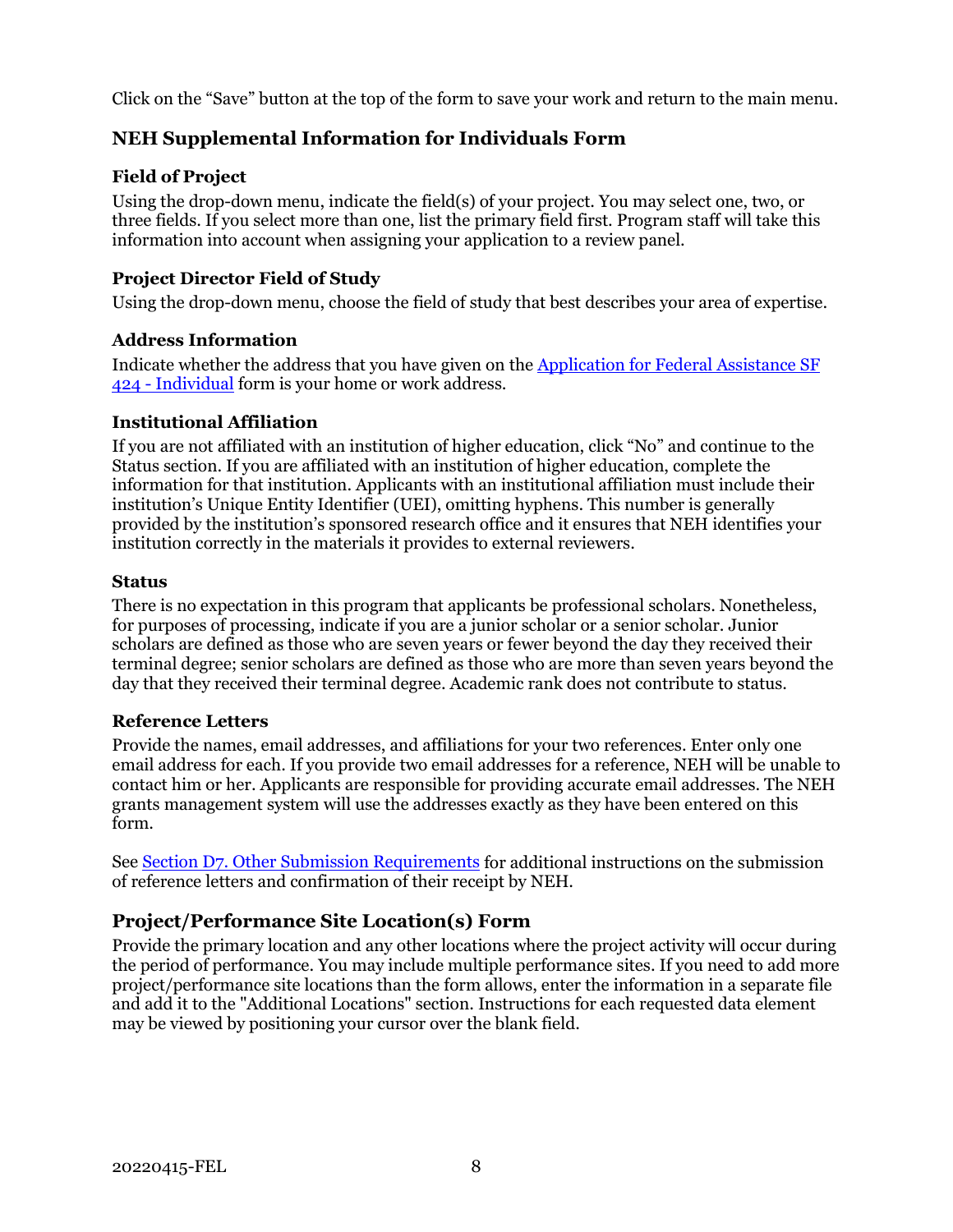Click on the "Save" button at the top of the form to save your work and return to the main menu.

## NEH Supplemental Information for Individuals Form

### Field of Project

Using the drop-down menu, indicate the field(s) of your project. You may select one, two, or three fields. If you select more than one, list the primary field first. Program staff will take this information into account when assigning your application to a review panel.

### Project Director Field of Study

Using the drop-down menu, choose the field of study that best describes your area of expertise.

### Address Information

Indicate whether the address that you have given on the [Application for Federal Assistance SF 424 - Individual](#) form is your home or work address.

### Institutional Affiliation

If you are not affiliated with an institution of higher education, click "No" and continue to the Status section. If you are affiliated with an institution of higher education, complete the information for that institution. Applicants with an institutional affiliation must include their institution's Unique Entity Identifier (UEI), omitting hyphens. This number is generally provided by the institution's sponsored research office and it ensures that NEH identifies your institution correctly in the materials it provides to external reviewers.

### Status

There is no expectation in this program that applicants be professional scholars. Nonetheless, for purposes of processing, indicate if you are a junior scholar or a senior scholar. Junior scholars are defined as those who are seven years or fewer beyond the day they received their terminal degree; senior scholars are defined as those who are more than seven years beyond the day that they received their terminal degree. Academic rank does not contribute to status.

### Reference Letters

Provide the names, email addresses, and affiliations for your two references. Enter only one email address for each. If you provide two email addresses for a reference, NEH will be unable to contact him or her. Applicants are responsible for providing accurate email addresses. The NEH grants management system will use the addresses exactly as they have been entered on this form.

See [Section D7. Other Submission Requirements](#) for additional instructions on the submission of reference letters and confirmation of their receipt by NEH.

## Project/Performance Site Location(s) Form

Provide the primary location and any other locations where the project activity will occur during the period of performance. You may include multiple performance sites. If you need to add more project/performance site locations than the form allows, enter the information in a separate file and add it to the "Additional Locations" section. Instructions for each requested data element may be viewed by positioning your cursor over the blank field.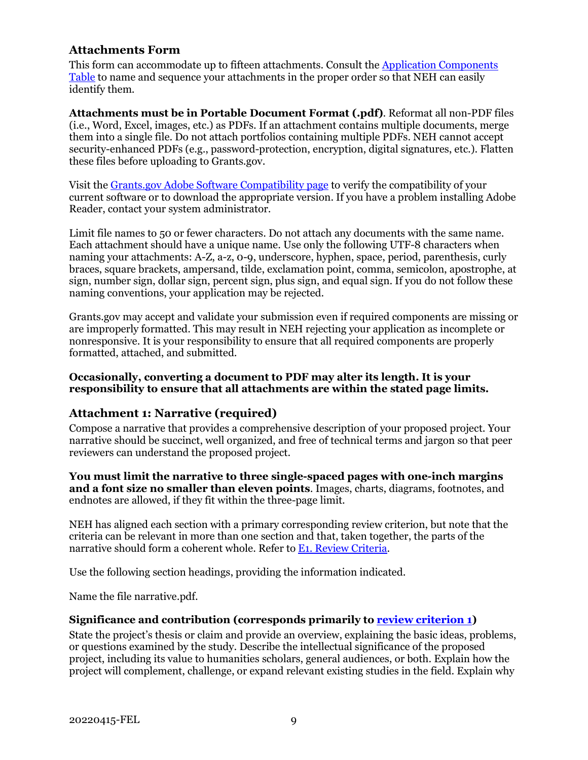### Attachments Form

This form can accommodate up to fifteen attachments. Consult the Application Components Table to name and sequence your attachments in the proper order so that NEH can easily identify them.

**Attachments must be in Portable Document Format (.pdf)**. Reformat all non-PDF files (i.e., Word, Excel, images, etc.) as PDFs. If an attachment contains multiple documents, merge them into a single file. Do not attach portfolios containing multiple PDFs. NEH cannot accept security-enhanced PDFs (e.g., password-protection, encryption, digital signatures, etc.). Flatten these files before uploading to Grants.gov.

Visit the Grants.gov Adobe Software Compatibility page to verify the compatibility of your current software or to download the appropriate version. If you have a problem installing Adobe Reader, contact your system administrator.

Limit file names to 50 or fewer characters. Do not attach any documents with the same name. Each attachment should have a unique name. Use only the following UTF-8 characters when naming your attachments: A-Z, a-z, 0-9, underscore, hyphen, space, period, parenthesis, curly braces, square brackets, ampersand, tilde, exclamation point, comma, semicolon, apostrophe, at sign, number sign, dollar sign, percent sign, plus sign, and equal sign. If you do not follow these naming conventions, your application may be rejected.

Grants.gov may accept and validate your submission even if required components are missing or are improperly formatted. This may result in NEH rejecting your application as incomplete or nonresponsive. It is your responsibility to ensure that all required components are properly formatted, attached, and submitted.

**Occasionally, converting a document to PDF may alter its length. It is your responsibility to ensure that all attachments are within the stated page limits.**

### Attachment 1: Narrative (required)

Compose a narrative that provides a comprehensive description of your proposed project. Your narrative should be succinct, well organized, and free of technical terms and jargon so that peer reviewers can understand the proposed project.

**You must limit the narrative to three single-spaced pages with one-inch margins and a font size no smaller than eleven points**. Images, charts, diagrams, footnotes, and endnotes are allowed, if they fit within the three-page limit.

NEH has aligned each section with a primary corresponding review criterion, but note that the criteria can be relevant in more than one section and that, taken together, the parts of the narrative should form a coherent whole. Refer to E1. Review Criteria.

Use the following section headings, providing the information indicated.

Name the file narrative.pdf.

#### Significance and contribution (corresponds primarily to review criterion 1)

State the project's thesis or claim and provide an overview, explaining the basic ideas, problems, or questions examined by the study. Describe the intellectual significance of the proposed project, including its value to humanities scholars, general audiences, or both. Explain how the project will complement, challenge, or expand relevant existing studies in the field. Explain why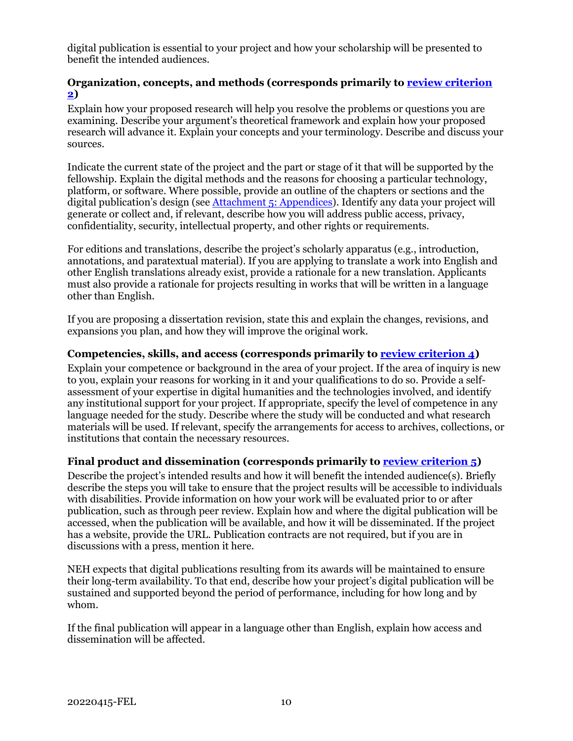digital publication is essential to your project and how your scholarship will be presented to benefit the intended audiences.

### Organization, concepts, and methods (corresponds primarily to review criterion 2)

Explain how your proposed research will help you resolve the problems or questions you are examining. Describe your argument's theoretical framework and explain how your proposed research will advance it. Explain your concepts and your terminology. Describe and discuss your sources.

Indicate the current state of the project and the part or stage of it that will be supported by the fellowship. Explain the digital methods and the reasons for choosing a particular technology, platform, or software. Where possible, provide an outline of the chapters or sections and the digital publication's design (see Attachment 5: Appendices). Identify any data your project will generate or collect and, if relevant, describe how you will address public access, privacy, confidentiality, security, intellectual property, and other rights or requirements.

For editions and translations, describe the project's scholarly apparatus (e.g., introduction, annotations, and paratextual material). If you are applying to translate a work into English and other English translations already exist, provide a rationale for a new translation. Applicants must also provide a rationale for projects resulting in works that will be written in a language other than English.

If you are proposing a dissertation revision, state this and explain the changes, revisions, and expansions you plan, and how they will improve the original work.

### Competencies, skills, and access (corresponds primarily to review criterion 4)

Explain your competence or background in the area of your project. If the area of inquiry is new to you, explain your reasons for working in it and your qualifications to do so. Provide a self-assessment of your expertise in digital humanities and the technologies involved, and identify any institutional support for your project. If appropriate, specify the level of competence in any language needed for the study. Describe where the study will be conducted and what research materials will be used. If relevant, specify the arrangements for access to archives, collections, or institutions that contain the necessary resources.

### Final product and dissemination (corresponds primarily to review criterion 5)

Describe the project's intended results and how it will benefit the intended audience(s). Briefly describe the steps you will take to ensure that the project results will be accessible to individuals with disabilities. Provide information on how your work will be evaluated prior to or after publication, such as through peer review. Explain how and where the digital publication will be accessed, when the publication will be available, and how it will be disseminated. If the project has a website, provide the URL. Publication contracts are not required, but if you are in discussions with a press, mention it here.

NEH expects that digital publications resulting from its awards will be maintained to ensure their long-term availability. To that end, describe how your project's digital publication will be sustained and supported beyond the period of performance, including for how long and by whom.

If the final publication will appear in a language other than English, explain how access and dissemination will be affected.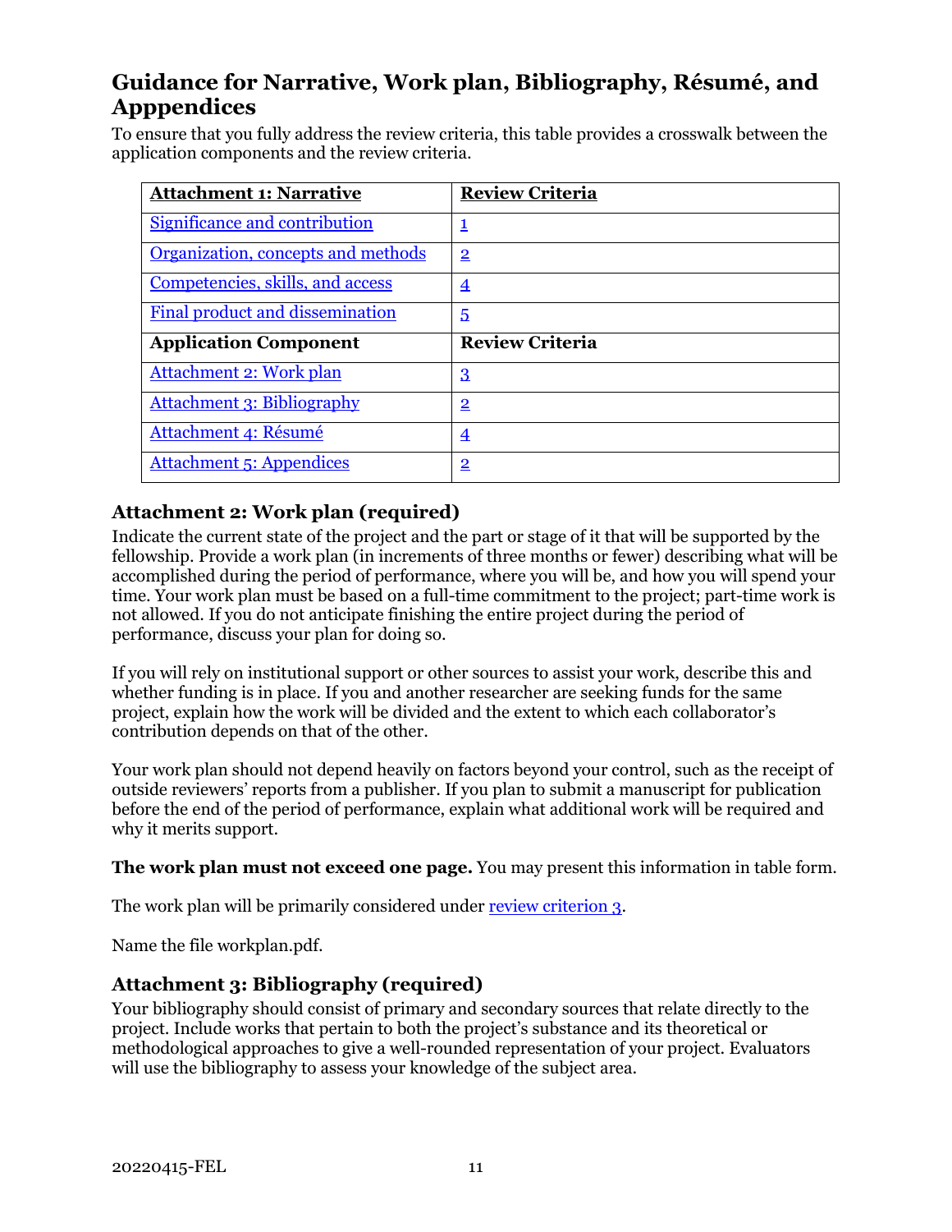## Guidance for Narrative, Work plan, Bibliography, Résumé, and Apppendices

To ensure that you fully address the review criteria, this table provides a crosswalk between the application components and the review criteria.

| Attachment 1: Narrative | Review Criteria |
|---|---|
| Significance and contribution | 1 |
| Organization, concepts and methods | 2 |
| Competencies, skills, and access | 4 |
| Final product and dissemination | 5 |
| **Application Component** | **Review Criteria** |
| Attachment 2: Work plan | 3 |
| Attachment 3: Bibliography | 2 |
| Attachment 4: Résumé | 4 |
| Attachment 5: Appendices | 2 |

### Attachment 2: Work plan (required)

Indicate the current state of the project and the part or stage of it that will be supported by the fellowship. Provide a work plan (in increments of three months or fewer) describing what will be accomplished during the period of performance, where you will be, and how you will spend your time. Your work plan must be based on a full-time commitment to the project; part-time work is not allowed. If you do not anticipate finishing the entire project during the period of performance, discuss your plan for doing so.

If you will rely on institutional support or other sources to assist your work, describe this and whether funding is in place. If you and another researcher are seeking funds for the same project, explain how the work will be divided and the extent to which each collaborator's contribution depends on that of the other.

Your work plan should not depend heavily on factors beyond your control, such as the receipt of outside reviewers' reports from a publisher. If you plan to submit a manuscript for publication before the end of the period of performance, explain what additional work will be required and why it merits support.

**The work plan must not exceed one page.** You may present this information in table form.

The work plan will be primarily considered under review criterion 3.

Name the file workplan.pdf.

### Attachment 3: Bibliography (required)

Your bibliography should consist of primary and secondary sources that relate directly to the project. Include works that pertain to both the project's substance and its theoretical or methodological approaches to give a well-rounded representation of your project. Evaluators will use the bibliography to assess your knowledge of the subject area.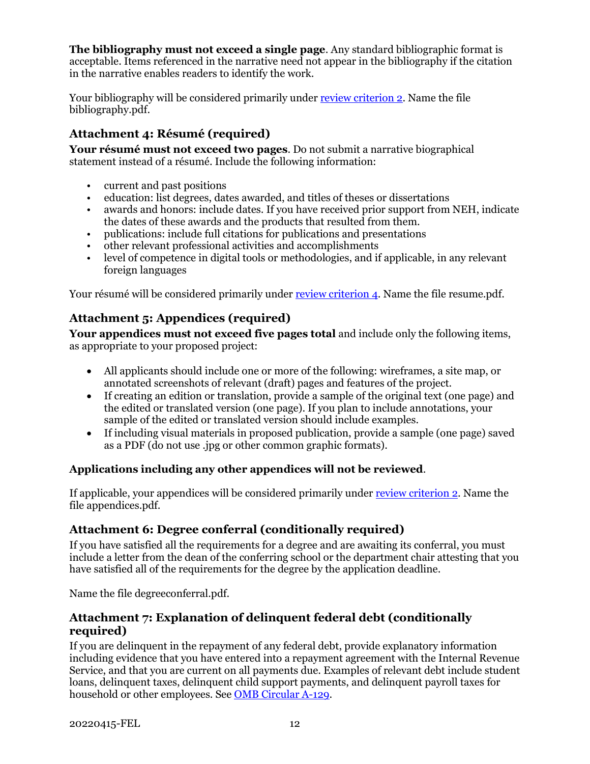**The bibliography must not exceed a single page**. Any standard bibliographic format is acceptable. Items referenced in the narrative need not appear in the bibliography if the citation in the narrative enables readers to identify the work.

Your bibliography will be considered primarily under review criterion 2. Name the file bibliography.pdf.

### Attachment 4: Résumé (required)

**Your résumé must not exceed two pages**. Do not submit a narrative biographical statement instead of a résumé. Include the following information:

- current and past positions
- education: list degrees, dates awarded, and titles of theses or dissertations
- awards and honors: include dates. If you have received prior support from NEH, indicate the dates of these awards and the products that resulted from them.
- publications: include full citations for publications and presentations
- other relevant professional activities and accomplishments
- level of competence in digital tools or methodologies, and if applicable, in any relevant foreign languages

Your résumé will be considered primarily under review criterion 4. Name the file resume.pdf.

### Attachment 5: Appendices (required)

**Your appendices must not exceed five pages total** and include only the following items, as appropriate to your proposed project:

- All applicants should include one or more of the following: wireframes, a site map, or annotated screenshots of relevant (draft) pages and features of the project.
- If creating an edition or translation, provide a sample of the original text (one page) and the edited or translated version (one page). If you plan to include annotations, your sample of the edited or translated version should include examples.
- If including visual materials in proposed publication, provide a sample (one page) saved as a PDF (do not use .jpg or other common graphic formats).

**Applications including any other appendices will not be reviewed**.

If applicable, your appendices will be considered primarily under review criterion 2. Name the file appendices.pdf.

### Attachment 6: Degree conferral (conditionally required)

If you have satisfied all the requirements for a degree and are awaiting its conferral, you must include a letter from the dean of the conferring school or the department chair attesting that you have satisfied all of the requirements for the degree by the application deadline.

Name the file degreeconferral.pdf.

### Attachment 7: Explanation of delinquent federal debt (conditionally required)

If you are delinquent in the repayment of any federal debt, provide explanatory information including evidence that you have entered into a repayment agreement with the Internal Revenue Service, and that you are current on all payments due. Examples of relevant debt include student loans, delinquent taxes, delinquent child support payments, and delinquent payroll taxes for household or other employees. See OMB Circular A-129.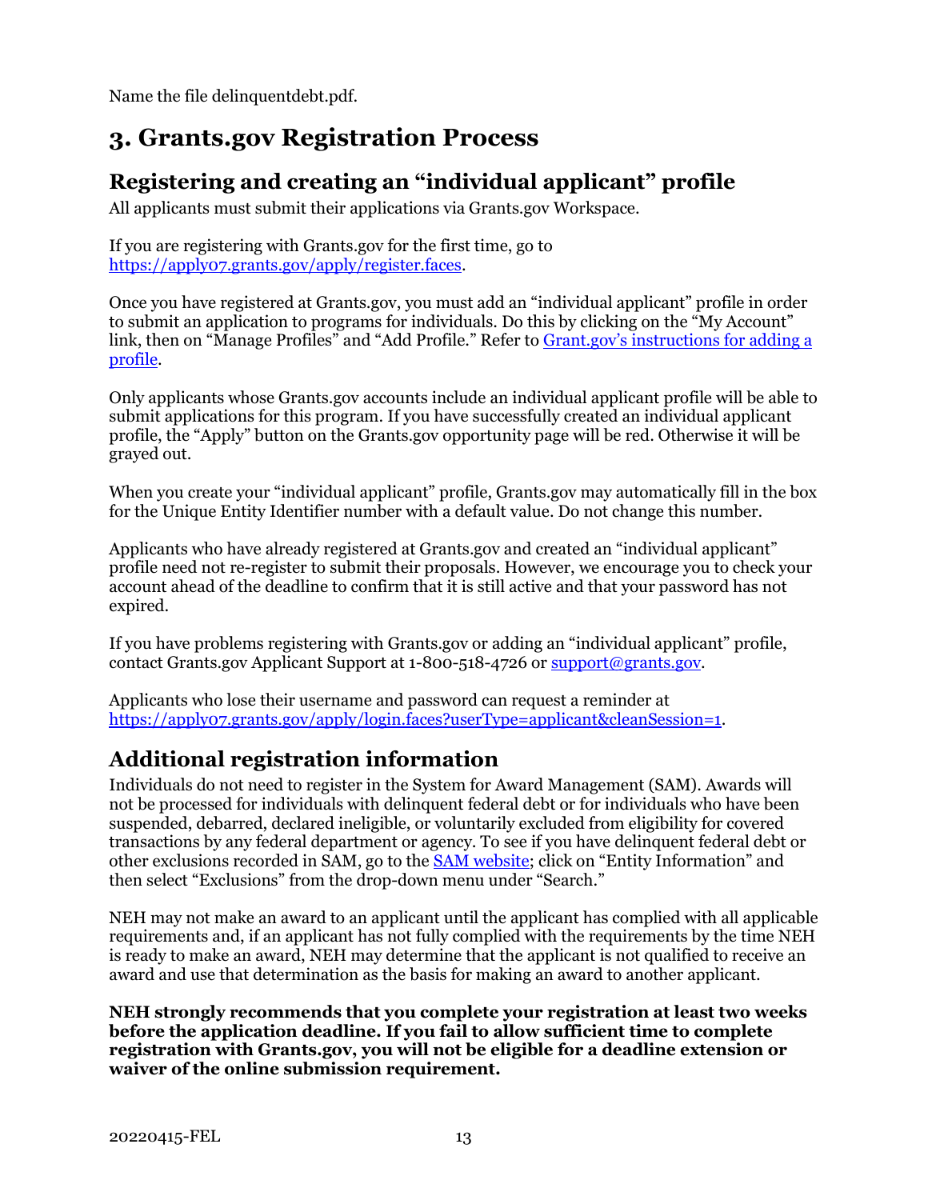Name the file delinquentdebt.pdf.

# 3. Grants.gov Registration Process

## Registering and creating an "individual applicant" profile

All applicants must submit their applications via Grants.gov Workspace.

If you are registering with Grants.gov for the first time, go to https://apply07.grants.gov/apply/register.faces.

Once you have registered at Grants.gov, you must add an "individual applicant" profile in order to submit an application to programs for individuals. Do this by clicking on the "My Account" link, then on "Manage Profiles" and "Add Profile." Refer to Grant.gov's instructions for adding a profile.

Only applicants whose Grants.gov accounts include an individual applicant profile will be able to submit applications for this program. If you have successfully created an individual applicant profile, the "Apply" button on the Grants.gov opportunity page will be red. Otherwise it will be grayed out.

When you create your "individual applicant" profile, Grants.gov may automatically fill in the box for the Unique Entity Identifier number with a default value. Do not change this number.

Applicants who have already registered at Grants.gov and created an "individual applicant" profile need not re-register to submit their proposals. However, we encourage you to check your account ahead of the deadline to confirm that it is still active and that your password has not expired.

If you have problems registering with Grants.gov or adding an "individual applicant" profile, contact Grants.gov Applicant Support at 1-800-518-4726 or support@grants.gov.

Applicants who lose their username and password can request a reminder at https://apply07.grants.gov/apply/login.faces?userType=applicant&cleanSession=1.

## Additional registration information

Individuals do not need to register in the System for Award Management (SAM). Awards will not be processed for individuals with delinquent federal debt or for individuals who have been suspended, debarred, declared ineligible, or voluntarily excluded from eligibility for covered transactions by any federal department or agency. To see if you have delinquent federal debt or other exclusions recorded in SAM, go to the SAM website; click on "Entity Information" and then select "Exclusions" from the drop-down menu under "Search."

NEH may not make an award to an applicant until the applicant has complied with all applicable requirements and, if an applicant has not fully complied with the requirements by the time NEH is ready to make an award, NEH may determine that the applicant is not qualified to receive an award and use that determination as the basis for making an award to another applicant.

**NEH strongly recommends that you complete your registration at least two weeks before the application deadline. If you fail to allow sufficient time to complete registration with Grants.gov, you will not be eligible for a deadline extension or waiver of the online submission requirement.**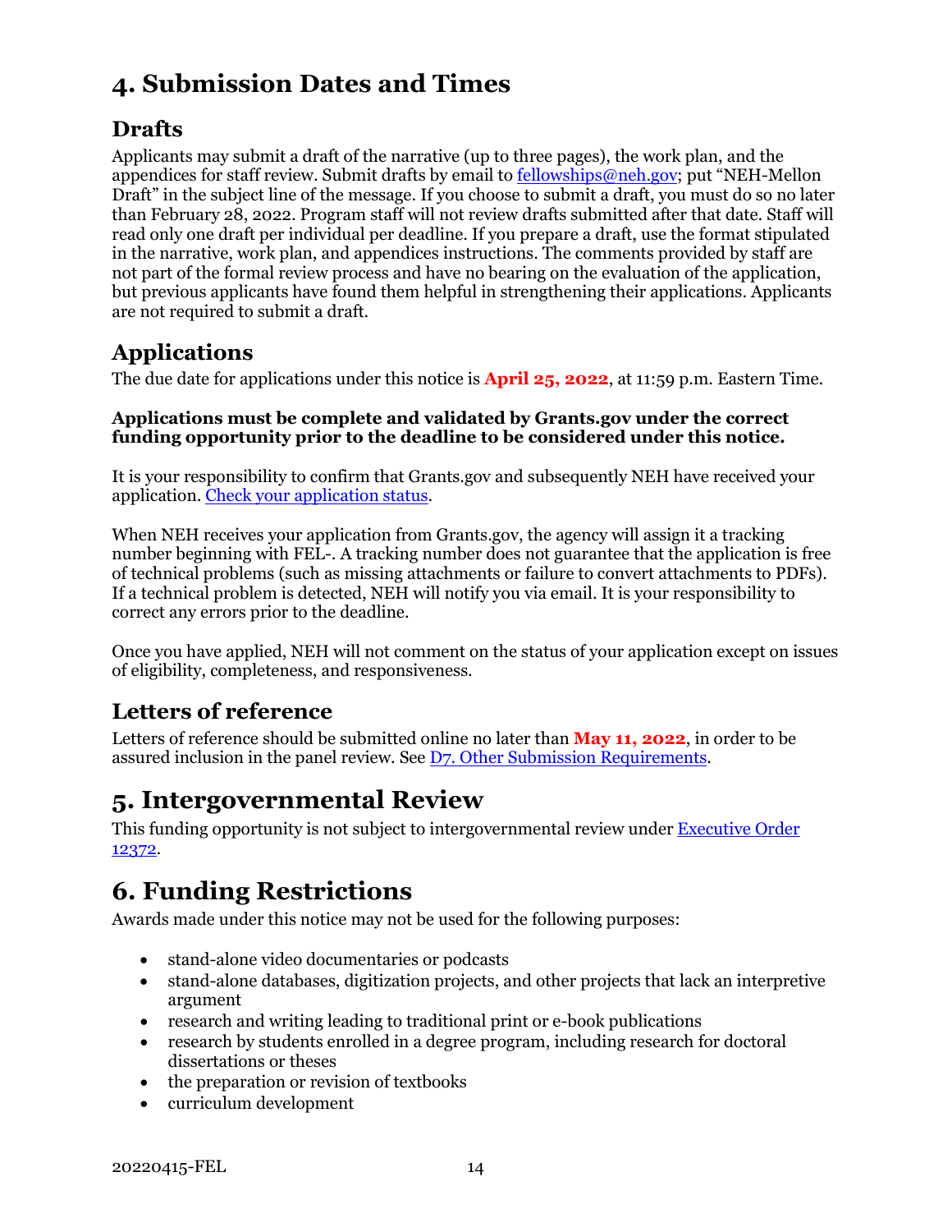# 4. Submission Dates and Times

## Drafts

Applicants may submit a draft of the narrative (up to three pages), the work plan, and the appendices for staff review. Submit drafts by email to [fellowships@neh.gov](mailto:fellowships@neh.gov); put "NEH-Mellon Draft" in the subject line of the message. If you choose to submit a draft, you must do so no later than February 28, 2022. Program staff will not review drafts submitted after that date. Staff will read only one draft per individual per deadline. If you prepare a draft, use the format stipulated in the narrative, work plan, and appendices instructions. The comments provided by staff are not part of the formal review process and have no bearing on the evaluation of the application, but previous applicants have found them helpful in strengthening their applications. Applicants are not required to submit a draft.

## Applications

The due date for applications under this notice is **April 25, 2022**, at 11:59 p.m. Eastern Time.

**Applications must be complete and validated by Grants.gov under the correct funding opportunity prior to the deadline to be considered under this notice.**

It is your responsibility to confirm that Grants.gov and subsequently NEH have received your application. Check your application status.

When NEH receives your application from Grants.gov, the agency will assign it a tracking number beginning with FEL-. A tracking number does not guarantee that the application is free of technical problems (such as missing attachments or failure to convert attachments to PDFs). If a technical problem is detected, NEH will notify you via email. It is your responsibility to correct any errors prior to the deadline.

Once you have applied, NEH will not comment on the status of your application except on issues of eligibility, completeness, and responsiveness.

## Letters of reference

Letters of reference should be submitted online no later than **May 11, 2022**, in order to be assured inclusion in the panel review. See D7. Other Submission Requirements.

# 5. Intergovernmental Review

This funding opportunity is not subject to intergovernmental review under Executive Order 12372.

# 6. Funding Restrictions

Awards made under this notice may not be used for the following purposes:

- stand-alone video documentaries or podcasts
- stand-alone databases, digitization projects, and other projects that lack an interpretive argument
- research and writing leading to traditional print or e-book publications
- research by students enrolled in a degree program, including research for doctoral dissertations or theses
- the preparation or revision of textbooks
- curriculum development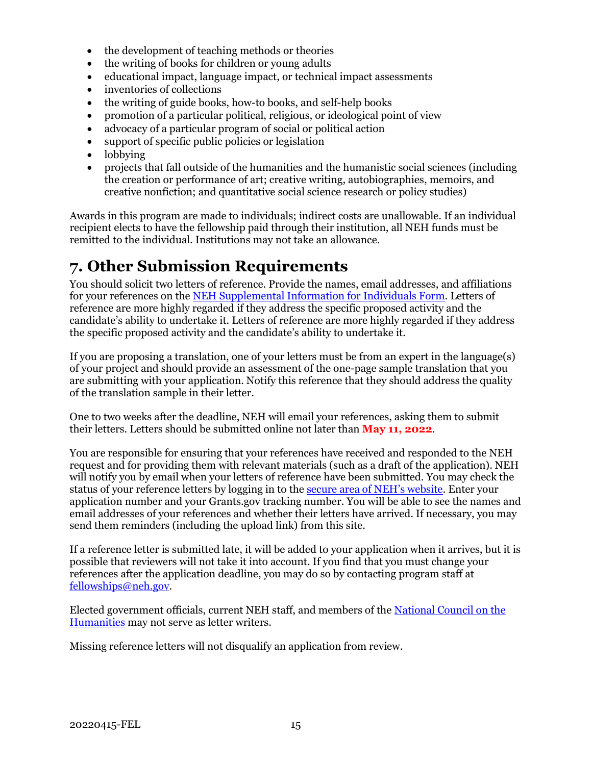- the development of teaching methods or theories
- the writing of books for children or young adults
- educational impact, language impact, or technical impact assessments
- inventories of collections
- the writing of guide books, how-to books, and self-help books
- promotion of a particular political, religious, or ideological point of view
- advocacy of a particular program of social or political action
- support of specific public policies or legislation
- lobbying
- projects that fall outside of the humanities and the humanistic social sciences (including the creation or performance of art; creative writing, autobiographies, memoirs, and creative nonfiction; and quantitative social science research or policy studies)

Awards in this program are made to individuals; indirect costs are unallowable. If an individual recipient elects to have the fellowship paid through their institution, all NEH funds must be remitted to the individual. Institutions may not take an allowance.

## 7. Other Submission Requirements

You should solicit two letters of reference. Provide the names, email addresses, and affiliations for your references on the [NEH Supplemental Information for Individuals Form](). Letters of reference are more highly regarded if they address the specific proposed activity and the candidate's ability to undertake it. Letters of reference are more highly regarded if they address the specific proposed activity and the candidate's ability to undertake it.

If you are proposing a translation, one of your letters must be from an expert in the language(s) of your project and should provide an assessment of the one-page sample translation that you are submitting with your application. Notify this reference that they should address the quality of the translation sample in their letter.

One to two weeks after the deadline, NEH will email your references, asking them to submit their letters. Letters should be submitted online not later than **May 11, 2022**.

You are responsible for ensuring that your references have received and responded to the NEH request and for providing them with relevant materials (such as a draft of the application). NEH will notify you by email when your letters of reference have been submitted. You may check the status of your reference letters by logging in to the [secure area of NEH's website](). Enter your application number and your Grants.gov tracking number. You will be able to see the names and email addresses of your references and whether their letters have arrived. If necessary, you may send them reminders (including the upload link) from this site.

If a reference letter is submitted late, it will be added to your application when it arrives, but it is possible that reviewers will not take it into account. If you find that you must change your references after the application deadline, you may do so by contacting program staff at [fellowships@neh.gov]().

Elected government officials, current NEH staff, and members of the [National Council on the Humanities]() may not serve as letter writers.

Missing reference letters will not disqualify an application from review.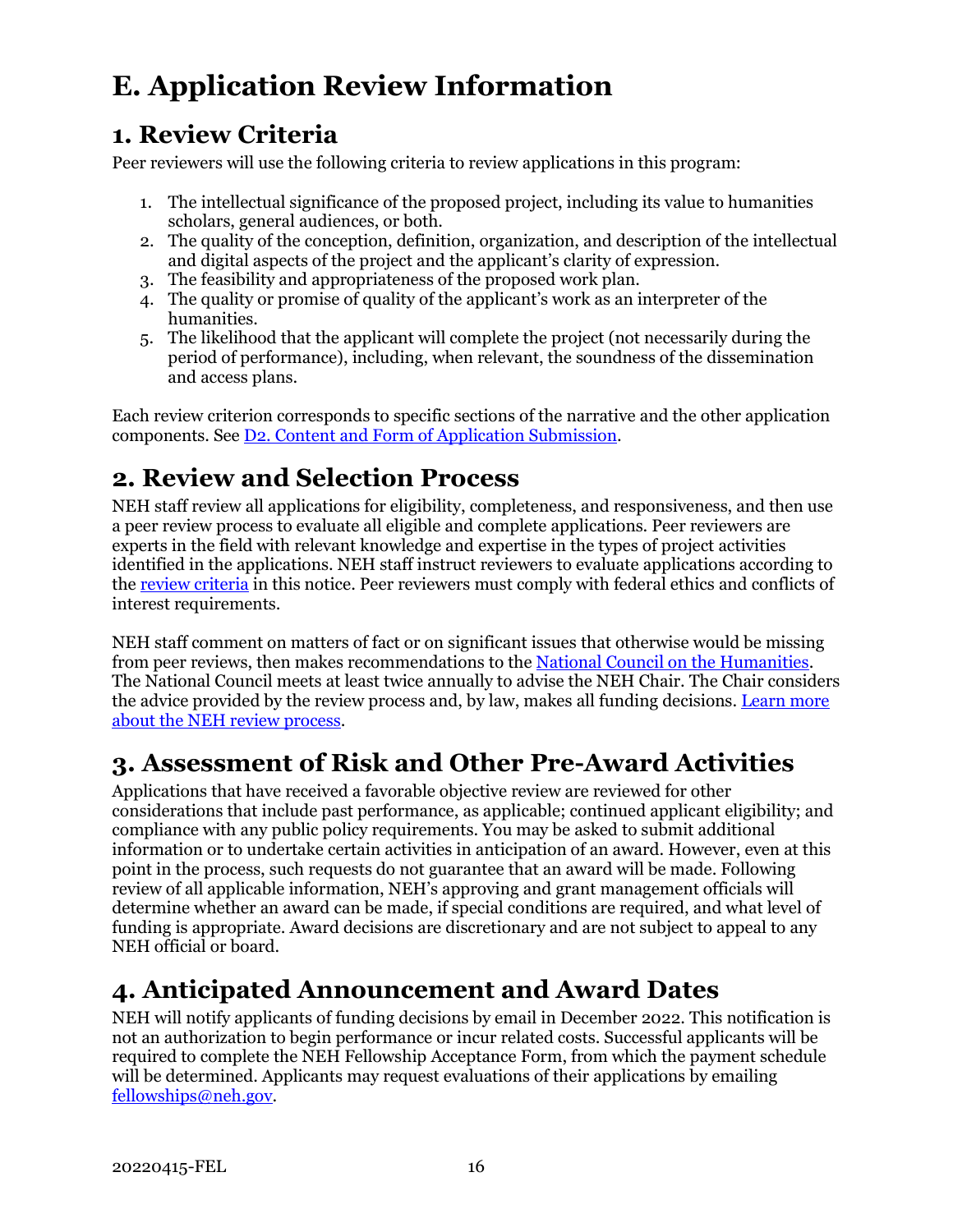# E. Application Review Information

## 1. Review Criteria

Peer reviewers will use the following criteria to review applications in this program:

1. The intellectual significance of the proposed project, including its value to humanities scholars, general audiences, or both.
2. The quality of the conception, definition, organization, and description of the intellectual and digital aspects of the project and the applicant's clarity of expression.
3. The feasibility and appropriateness of the proposed work plan.
4. The quality or promise of quality of the applicant's work as an interpreter of the humanities.
5. The likelihood that the applicant will complete the project (not necessarily during the period of performance), including, when relevant, the soundness of the dissemination and access plans.

Each review criterion corresponds to specific sections of the narrative and the other application components. See [D2. Content and Form of Application Submission](#).

## 2. Review and Selection Process

NEH staff review all applications for eligibility, completeness, and responsiveness, and then use a peer review process to evaluate all eligible and complete applications. Peer reviewers are experts in the field with relevant knowledge and expertise in the types of project activities identified in the applications. NEH staff instruct reviewers to evaluate applications according to the [review criteria](#) in this notice. Peer reviewers must comply with federal ethics and conflicts of interest requirements.

NEH staff comment on matters of fact or on significant issues that otherwise would be missing from peer reviews, then makes recommendations to the [National Council on the Humanities](#). The National Council meets at least twice annually to advise the NEH Chair. The Chair considers the advice provided by the review process and, by law, makes all funding decisions. [Learn more about the NEH review process](#).

## 3. Assessment of Risk and Other Pre-Award Activities

Applications that have received a favorable objective review are reviewed for other considerations that include past performance, as applicable; continued applicant eligibility; and compliance with any public policy requirements. You may be asked to submit additional information or to undertake certain activities in anticipation of an award. However, even at this point in the process, such requests do not guarantee that an award will be made. Following review of all applicable information, NEH's approving and grant management officials will determine whether an award can be made, if special conditions are required, and what level of funding is appropriate. Award decisions are discretionary and are not subject to appeal to any NEH official or board.

## 4. Anticipated Announcement and Award Dates

NEH will notify applicants of funding decisions by email in December 2022. This notification is not an authorization to begin performance or incur related costs. Successful applicants will be required to complete the NEH Fellowship Acceptance Form, from which the payment schedule will be determined. Applicants may request evaluations of their applications by emailing [fellowships@neh.gov](mailto:fellowships@neh.gov).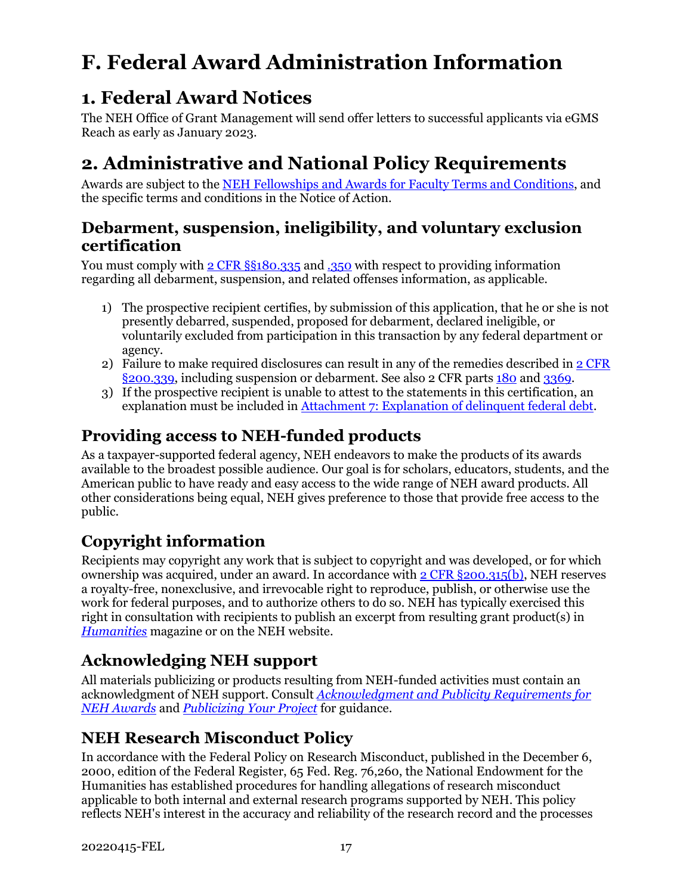# F. Federal Award Administration Information

## 1. Federal Award Notices

The NEH Office of Grant Management will send offer letters to successful applicants via eGMS Reach as early as January 2023.

## 2. Administrative and National Policy Requirements

Awards are subject to the NEH Fellowships and Awards for Faculty Terms and Conditions, and the specific terms and conditions in the Notice of Action.

### Debarment, suspension, ineligibility, and voluntary exclusion certification

You must comply with 2 CFR §§180.335 and .350 with respect to providing information regarding all debarment, suspension, and related offenses information, as applicable.

1) The prospective recipient certifies, by submission of this application, that he or she is not presently debarred, suspended, proposed for debarment, declared ineligible, or voluntarily excluded from participation in this transaction by any federal department or agency.
2) Failure to make required disclosures can result in any of the remedies described in 2 CFR §200.339, including suspension or debarment. See also 2 CFR parts 180 and 3369.
3) If the prospective recipient is unable to attest to the statements in this certification, an explanation must be included in Attachment 7: Explanation of delinquent federal debt.

### Providing access to NEH-funded products

As a taxpayer-supported federal agency, NEH endeavors to make the products of its awards available to the broadest possible audience. Our goal is for scholars, educators, students, and the American public to have ready and easy access to the wide range of NEH award products. All other considerations being equal, NEH gives preference to those that provide free access to the public.

### Copyright information

Recipients may copyright any work that is subject to copyright and was developed, or for which ownership was acquired, under an award. In accordance with 2 CFR §200.315(b), NEH reserves a royalty-free, nonexclusive, and irrevocable right to reproduce, publish, or otherwise use the work for federal purposes, and to authorize others to do so. NEH has typically exercised this right in consultation with recipients to publish an excerpt from resulting grant product(s) in *Humanities* magazine or on the NEH website.

### Acknowledging NEH support

All materials publicizing or products resulting from NEH-funded activities must contain an acknowledgment of NEH support. Consult *Acknowledgment and Publicity Requirements for NEH Awards* and *Publicizing Your Project* for guidance.

### NEH Research Misconduct Policy

In accordance with the Federal Policy on Research Misconduct, published in the December 6, 2000, edition of the Federal Register, 65 Fed. Reg. 76,260, the National Endowment for the Humanities has established procedures for handling allegations of research misconduct applicable to both internal and external research programs supported by NEH. This policy reflects NEH's interest in the accuracy and reliability of the research record and the processes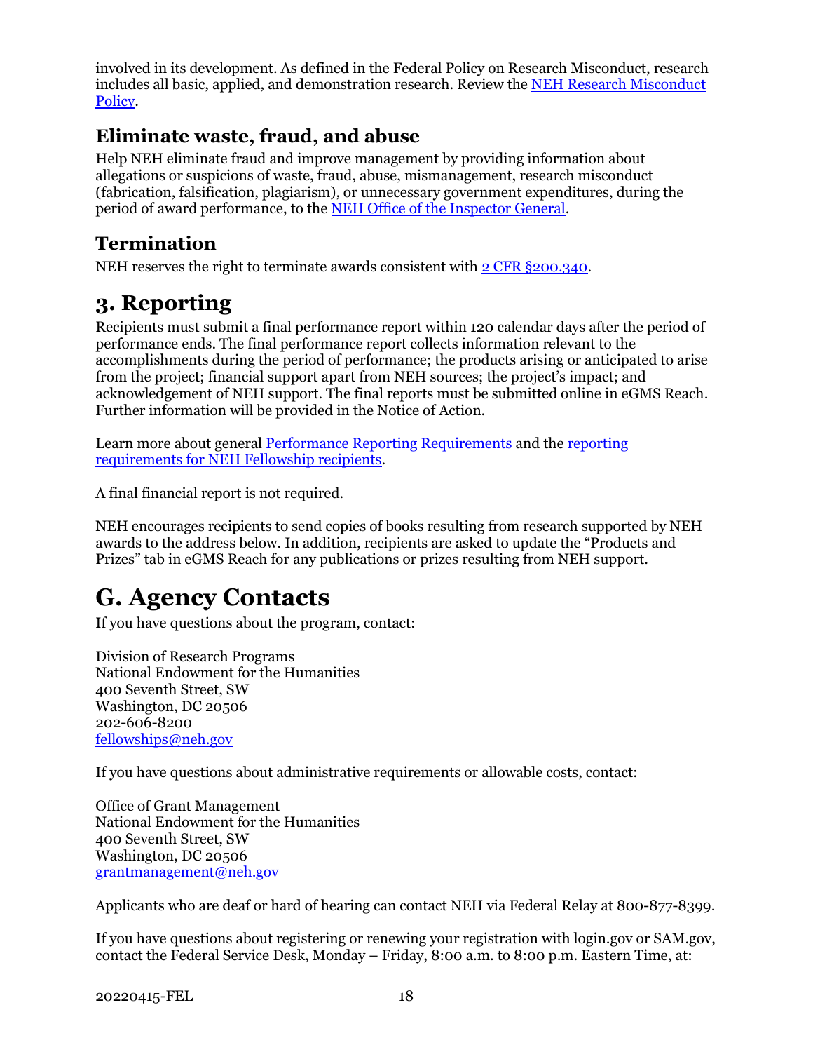involved in its development. As defined in the Federal Policy on Research Misconduct, research includes all basic, applied, and demonstration research. Review the [NEH Research Misconduct Policy](#).

### Eliminate waste, fraud, and abuse

Help NEH eliminate fraud and improve management by providing information about allegations or suspicions of waste, fraud, abuse, mismanagement, research misconduct (fabrication, falsification, plagiarism), or unnecessary government expenditures, during the period of award performance, to the [NEH Office of the Inspector General](#).

### Termination

NEH reserves the right to terminate awards consistent with [2 CFR §200.340](#).

## 3. Reporting

Recipients must submit a final performance report within 120 calendar days after the period of performance ends. The final performance report collects information relevant to the accomplishments during the period of performance; the products arising or anticipated to arise from the project; financial support apart from NEH sources; the project's impact; and acknowledgement of NEH support. The final reports must be submitted online in eGMS Reach. Further information will be provided in the Notice of Action.

Learn more about general [Performance Reporting Requirements](#) and the [reporting requirements for NEH Fellowship recipients](#).

A final financial report is not required.

NEH encourages recipients to send copies of books resulting from research supported by NEH awards to the address below. In addition, recipients are asked to update the "Products and Prizes" tab in eGMS Reach for any publications or prizes resulting from NEH support.

# G. Agency Contacts

If you have questions about the program, contact:

Division of Research Programs
National Endowment for the Humanities
400 Seventh Street, SW
Washington, DC 20506
202-606-8200
[fellowships@neh.gov](mailto:fellowships@neh.gov)

If you have questions about administrative requirements or allowable costs, contact:

Office of Grant Management
National Endowment for the Humanities
400 Seventh Street, SW
Washington, DC 20506
[grantmanagement@neh.gov](mailto:grantmanagement@neh.gov)

Applicants who are deaf or hard of hearing can contact NEH via Federal Relay at 800-877-8399.

If you have questions about registering or renewing your registration with login.gov or SAM.gov, contact the Federal Service Desk, Monday – Friday, 8:00 a.m. to 8:00 p.m. Eastern Time, at: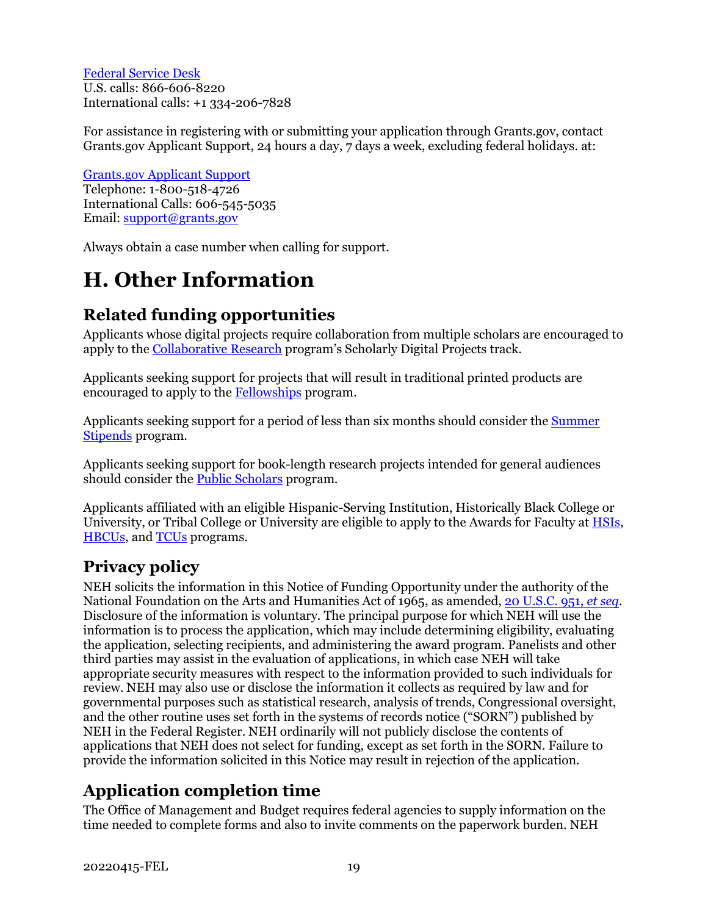[Federal Service Desk](#)
U.S. calls: 866-606-8220
International calls: +1 334-206-7828

For assistance in registering with or submitting your application through Grants.gov, contact Grants.gov Applicant Support, 24 hours a day, 7 days a week, excluding federal holidays. at:

[Grants.gov Applicant Support](#)
Telephone: 1-800-518-4726
International Calls: 606-545-5035
Email: [support@grants.gov](mailto:support@grants.gov)

Always obtain a case number when calling for support.

# H. Other Information

## Related funding opportunities

Applicants whose digital projects require collaboration from multiple scholars are encouraged to apply to the [Collaborative Research](#) program's Scholarly Digital Projects track.

Applicants seeking support for projects that will result in traditional printed products are encouraged to apply to the [Fellowships](#) program.

Applicants seeking support for a period of less than six months should consider the [Summer Stipends](#) program.

Applicants seeking support for book-length research projects intended for general audiences should consider the [Public Scholars](#) program.

Applicants affiliated with an eligible Hispanic-Serving Institution, Historically Black College or University, or Tribal College or University are eligible to apply to the Awards for Faculty at [HSIs](#), [HBCUs](#), and [TCUs](#) programs.

## Privacy policy

NEH solicits the information in this Notice of Funding Opportunity under the authority of the National Foundation on the Arts and Humanities Act of 1965, as amended, [20 U.S.C. 951, *et seq*](#). Disclosure of the information is voluntary. The principal purpose for which NEH will use the information is to process the application, which may include determining eligibility, evaluating the application, selecting recipients, and administering the award program. Panelists and other third parties may assist in the evaluation of applications, in which case NEH will take appropriate security measures with respect to the information provided to such individuals for review. NEH may also use or disclose the information it collects as required by law and for governmental purposes such as statistical research, analysis of trends, Congressional oversight, and the other routine uses set forth in the systems of records notice ("SORN") published by NEH in the Federal Register. NEH ordinarily will not publicly disclose the contents of applications that NEH does not select for funding, except as set forth in the SORN. Failure to provide the information solicited in this Notice may result in rejection of the application.

## Application completion time

The Office of Management and Budget requires federal agencies to supply information on the time needed to complete forms and also to invite comments on the paperwork burden. NEH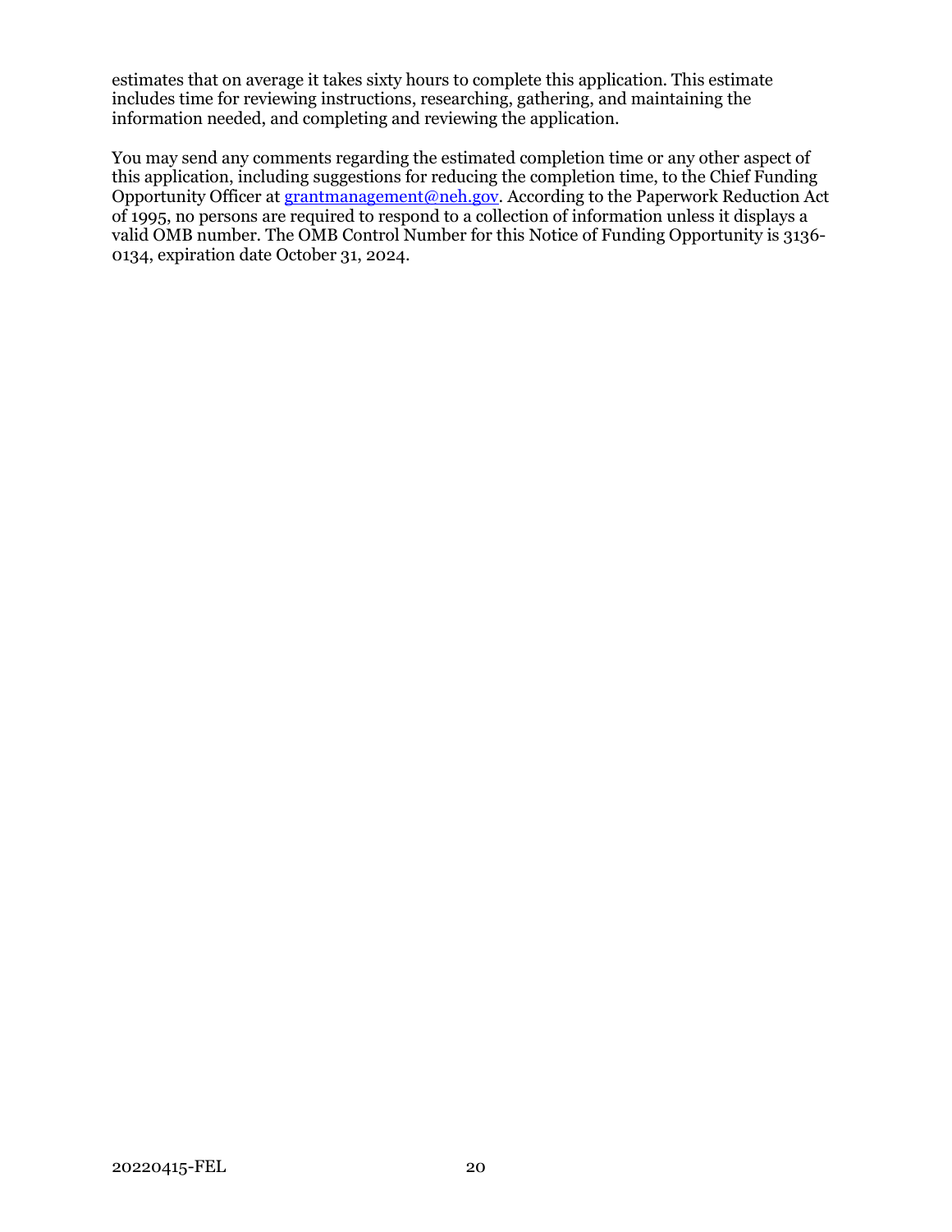estimates that on average it takes sixty hours to complete this application. This estimate includes time for reviewing instructions, researching, gathering, and maintaining the information needed, and completing and reviewing the application.

You may send any comments regarding the estimated completion time or any other aspect of this application, including suggestions for reducing the completion time, to the Chief Funding Opportunity Officer at grantmanagement@neh.gov. According to the Paperwork Reduction Act of 1995, no persons are required to respond to a collection of information unless it displays a valid OMB number. The OMB Control Number for this Notice of Funding Opportunity is 3136-0134, expiration date October 31, 2024.